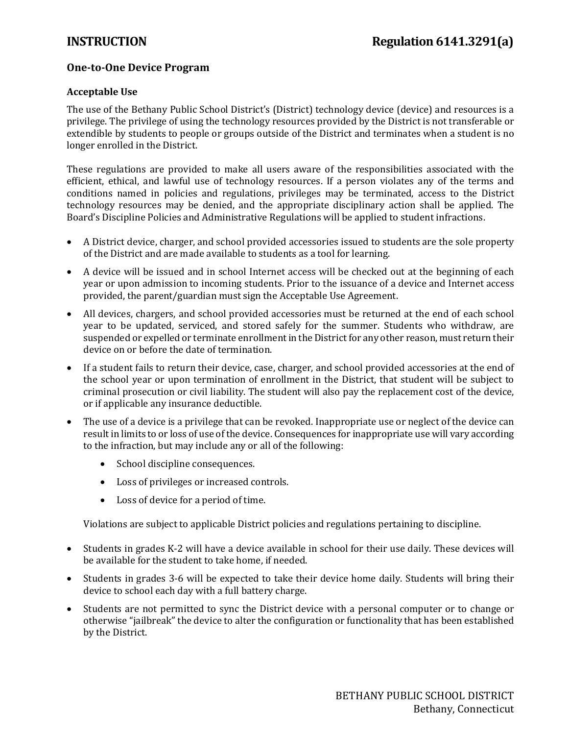**INSTRUCTION** **Regulation 6141.3291(a)**

## One-to-One Device Program

### Acceptable Use

The use of the Bethany Public School District's (District) technology device (device) and resources is a privilege. The privilege of using the technology resources provided by the District is not transferable or extendible by students to people or groups outside of the District and terminates when a student is no longer enrolled in the District.

These regulations are provided to make all users aware of the responsibilities associated with the efficient, ethical, and lawful use of technology resources. If a person violates any of the terms and conditions named in policies and regulations, privileges may be terminated, access to the District technology resources may be denied, and the appropriate disciplinary action shall be applied. The Board's Discipline Policies and Administrative Regulations will be applied to student infractions.

- A District device, charger, and school provided accessories issued to students are the sole property of the District and are made available to students as a tool for learning.
- A device will be issued and in school Internet access will be checked out at the beginning of each year or upon admission to incoming students. Prior to the issuance of a device and Internet access provided, the parent/guardian must sign the Acceptable Use Agreement.
- All devices, chargers, and school provided accessories must be returned at the end of each school year to be updated, serviced, and stored safely for the summer. Students who withdraw, are suspended or expelled or terminate enrollment in the District for any other reason, must return their device on or before the date of termination.
- If a student fails to return their device, case, charger, and school provided accessories at the end of the school year or upon termination of enrollment in the District, that student will be subject to criminal prosecution or civil liability. The student will also pay the replacement cost of the device, or if applicable any insurance deductible.
- The use of a device is a privilege that can be revoked. Inappropriate use or neglect of the device can result in limits to or loss of use of the device. Consequences for inappropriate use will vary according to the infraction, but may include any or all of the following:
  - School discipline consequences.
  - Loss of privileges or increased controls.
  - Loss of device for a period of time.

  Violations are subject to applicable District policies and regulations pertaining to discipline.
- Students in grades K-2 will have a device available in school for their use daily. These devices will be available for the student to take home, if needed.
- Students in grades 3-6 will be expected to take their device home daily. Students will bring their device to school each day with a full battery charge.
- Students are not permitted to sync the District device with a personal computer or to change or otherwise "jailbreak" the device to alter the configuration or functionality that has been established by the District.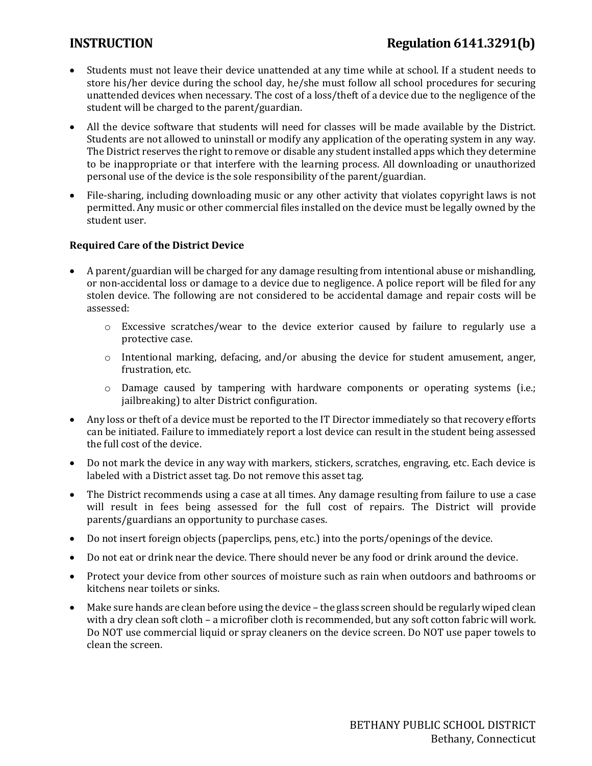- Students must not leave their device unattended at any time while at school. If a student needs to store his/her device during the school day, he/she must follow all school procedures for securing unattended devices when necessary. The cost of a loss/theft of a device due to the negligence of the student will be charged to the parent/guardian.
- All the device software that students will need for classes will be made available by the District. Students are not allowed to uninstall or modify any application of the operating system in any way. The District reserves the right to remove or disable any student installed apps which they determine to be inappropriate or that interfere with the learning process. All downloading or unauthorized personal use of the device is the sole responsibility of the parent/guardian.
- File-sharing, including downloading music or any other activity that violates copyright laws is not permitted. Any music or other commercial files installed on the device must be legally owned by the student user.

**Required Care of the District Device**

- A parent/guardian will be charged for any damage resulting from intentional abuse or mishandling, or non-accidental loss or damage to a device due to negligence. A police report will be filed for any stolen device. The following are not considered to be accidental damage and repair costs will be assessed:
  - Excessive scratches/wear to the device exterior caused by failure to regularly use a protective case.
  - Intentional marking, defacing, and/or abusing the device for student amusement, anger, frustration, etc.
  - Damage caused by tampering with hardware components or operating systems (i.e.; jailbreaking) to alter District configuration.
- Any loss or theft of a device must be reported to the IT Director immediately so that recovery efforts can be initiated. Failure to immediately report a lost device can result in the student being assessed the full cost of the device.
- Do not mark the device in any way with markers, stickers, scratches, engraving, etc. Each device is labeled with a District asset tag. Do not remove this asset tag.
- The District recommends using a case at all times. Any damage resulting from failure to use a case will result in fees being assessed for the full cost of repairs. The District will provide parents/guardians an opportunity to purchase cases.
- Do not insert foreign objects (paperclips, pens, etc.) into the ports/openings of the device.
- Do not eat or drink near the device. There should never be any food or drink around the device.
- Protect your device from other sources of moisture such as rain when outdoors and bathrooms or kitchens near toilets or sinks.
- Make sure hands are clean before using the device – the glass screen should be regularly wiped clean with a dry clean soft cloth – a microfiber cloth is recommended, but any soft cotton fabric will work. Do NOT use commercial liquid or spray cleaners on the device screen. Do NOT use paper towels to clean the screen.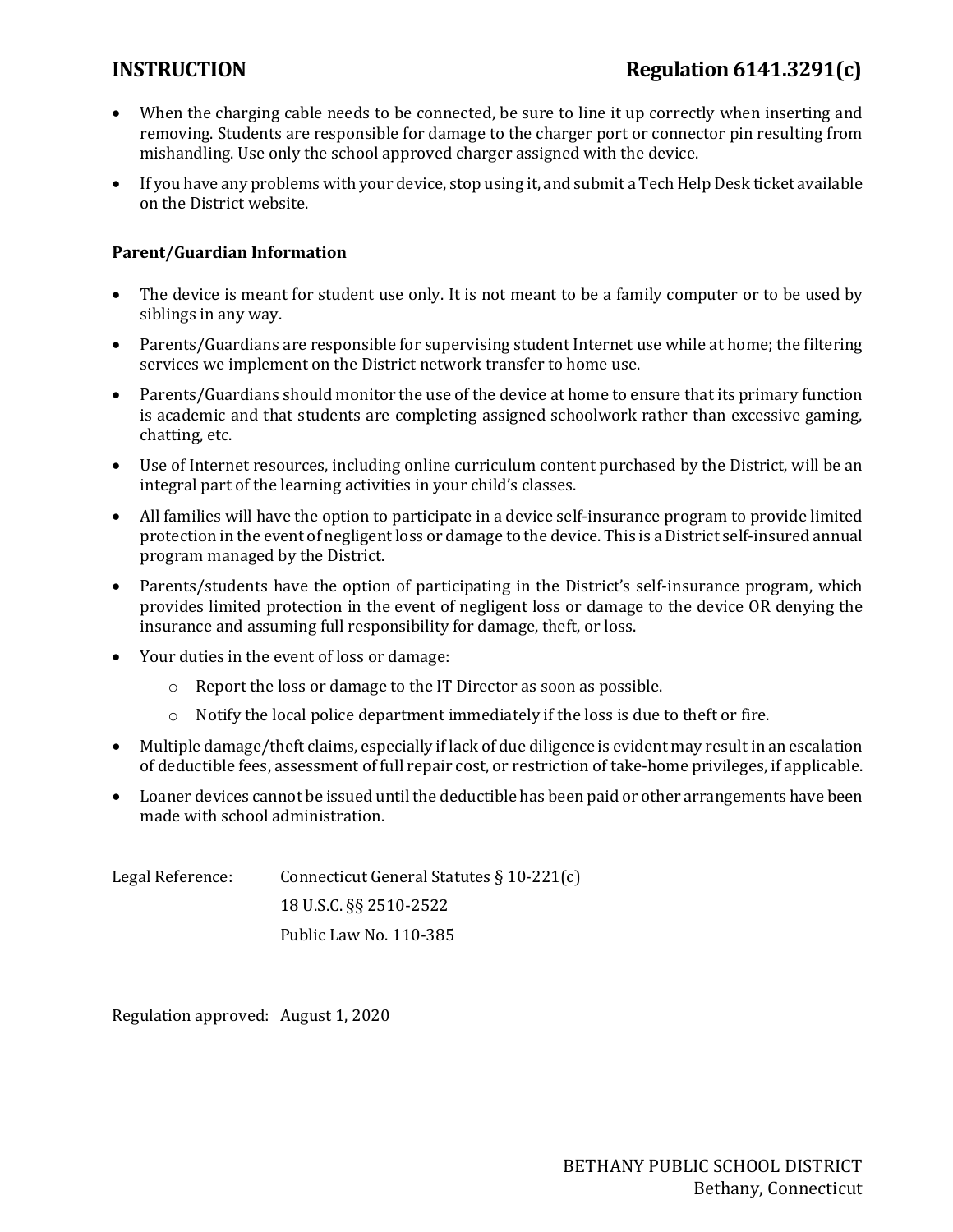- When the charging cable needs to be connected, be sure to line it up correctly when inserting and removing. Students are responsible for damage to the charger port or connector pin resulting from mishandling. Use only the school approved charger assigned with the device.
- If you have any problems with your device, stop using it, and submit a Tech Help Desk ticket available on the District website.

**Parent/Guardian Information**

- The device is meant for student use only. It is not meant to be a family computer or to be used by siblings in any way.
- Parents/Guardians are responsible for supervising student Internet use while at home; the filtering services we implement on the District network transfer to home use.
- Parents/Guardians should monitor the use of the device at home to ensure that its primary function is academic and that students are completing assigned schoolwork rather than excessive gaming, chatting, etc.
- Use of Internet resources, including online curriculum content purchased by the District, will be an integral part of the learning activities in your child's classes.
- All families will have the option to participate in a device self-insurance program to provide limited protection in the event of negligent loss or damage to the device. This is a District self-insured annual program managed by the District.
- Parents/students have the option of participating in the District's self-insurance program, which provides limited protection in the event of negligent loss or damage to the device OR denying the insurance and assuming full responsibility for damage, theft, or loss.
- Your duties in the event of loss or damage:
  - Report the loss or damage to the IT Director as soon as possible.
  - Notify the local police department immediately if the loss is due to theft or fire.
- Multiple damage/theft claims, especially if lack of due diligence is evident may result in an escalation of deductible fees, assessment of full repair cost, or restriction of take-home privileges, if applicable.
- Loaner devices cannot be issued until the deductible has been paid or other arrangements have been made with school administration.

Legal Reference: Connecticut General Statutes § 10-221(c)

18 U.S.C. §§ 2510-2522

Public Law No. 110-385

Regulation approved: August 1, 2020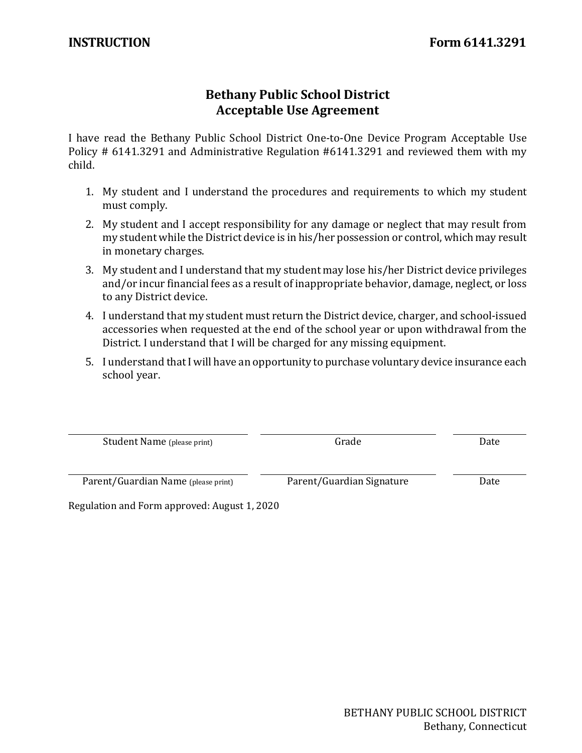**INSTRUCTION** **Form 6141.3291**

## Bethany Public School District
## Acceptable Use Agreement

I have read the Bethany Public School District One-to-One Device Program Acceptable Use Policy # 6141.3291 and Administrative Regulation #6141.3291 and reviewed them with my child.

1. My student and I understand the procedures and requirements to which my student must comply.
2. My student and I accept responsibility for any damage or neglect that may result from my student while the District device is in his/her possession or control, which may result in monetary charges.
3. My student and I understand that my student may lose his/her District device privileges and/or incur financial fees as a result of inappropriate behavior, damage, neglect, or loss to any District device.
4. I understand that my student must return the District device, charger, and school-issued accessories when requested at the end of the school year or upon withdrawal from the District. I understand that I will be charged for any missing equipment.
5. I understand that I will have an opportunity to purchase voluntary device insurance each school year.

| | | |
|---|---|---|
| \_\_\_\_\_\_\_\_\_\_\_\_\_\_\_\_\_\_\_\_ | \_\_\_\_\_\_\_\_\_\_\_\_\_\_\_\_\_\_\_\_ | \_\_\_\_\_\_\_\_\_\_ |
| Student Name (please print) | Grade | Date |
| \_\_\_\_\_\_\_\_\_\_\_\_\_\_\_\_\_\_\_\_ | \_\_\_\_\_\_\_\_\_\_\_\_\_\_\_\_\_\_\_\_ | \_\_\_\_\_\_\_\_\_\_ |
| Parent/Guardian Name (please print) | Parent/Guardian Signature | Date |

Regulation and Form approved: August 1, 2020

BETHANY PUBLIC SCHOOL DISTRICT
Bethany, Connecticut